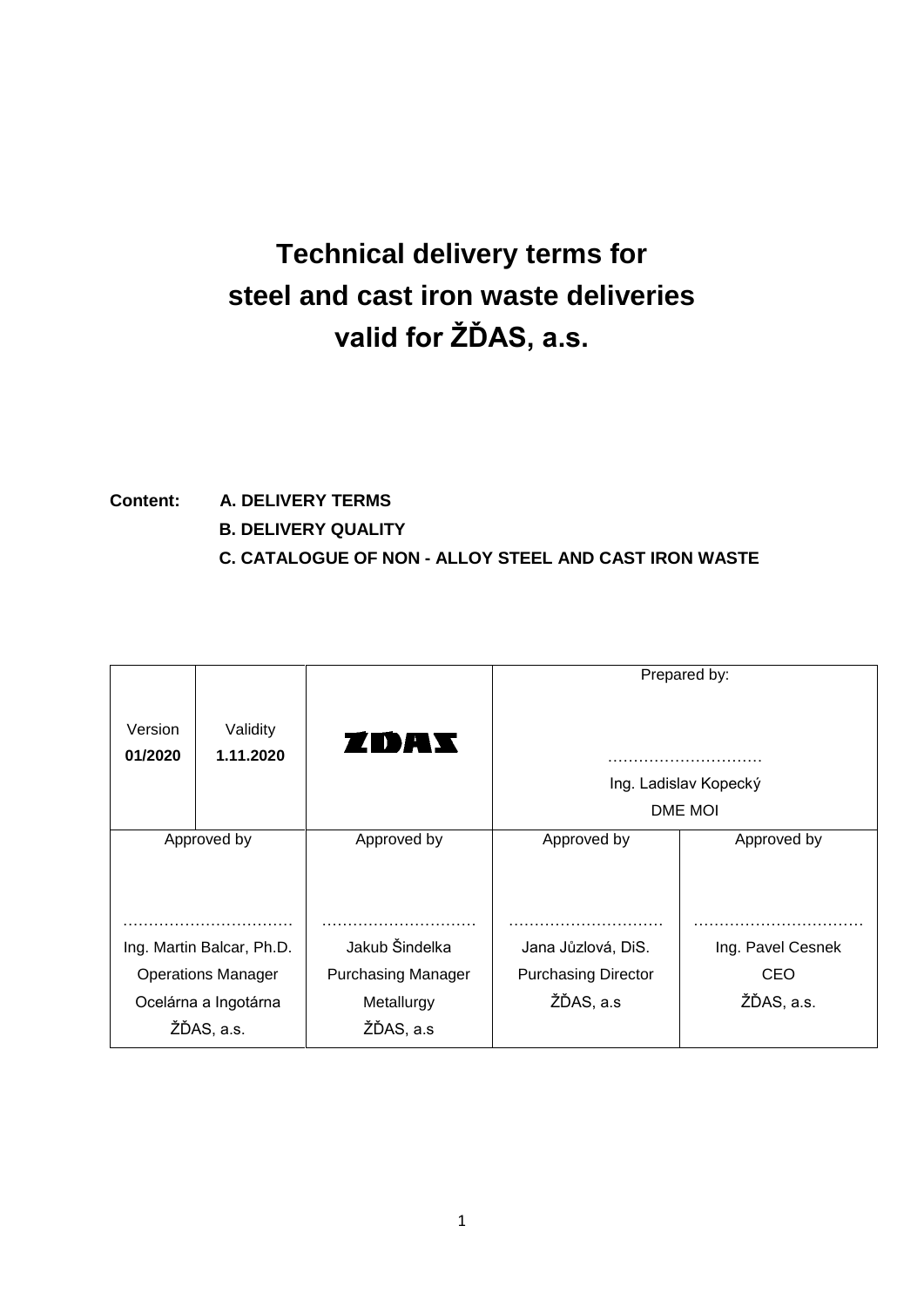# Technical delivery terms for steel and cast iron waste deliveries valid for ŽĎAS, a.s.

**Content:** **A. DELIVERY TERMS**

**B. DELIVERY QUALITY**

**C. CATALOGUE OF NON - ALLOY STEEL AND CAST IRON WASTE**

| Version | Validity | ŽĎAS | Prepared by: | |
|---|---|---|---|---|
| **01/2020** | **1.11.2020** | | ………………………… Ing. Ladislav Kopecký DME MOI | |
| Approved by | | Approved by | Approved by | Approved by |
| …………………………… Ing. Martin Balcar, Ph.D. Operations Manager Ocelárna a Ingotárna ŽĎAS, a.s. | | ………………………… Jakub Šindelka Purchasing Manager Metallurgy ŽĎAS, a.s | ………………………… Jana Jůzlová, DiS. Purchasing Director ŽĎAS, a.s | …………………………… Ing. Pavel Cesnek CEO ŽĎAS, a.s. |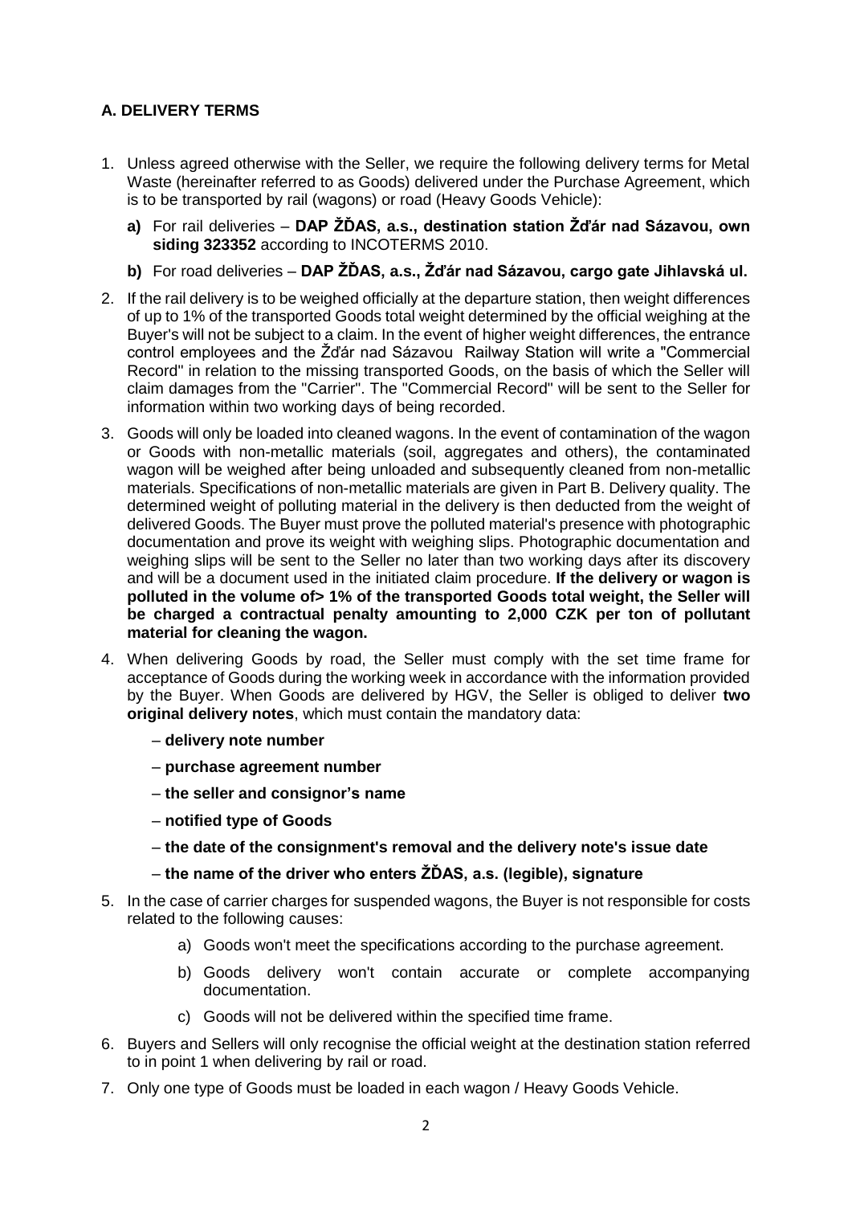## A. DELIVERY TERMS

1. Unless agreed otherwise with the Seller, we require the following delivery terms for Metal Waste (hereinafter referred to as Goods) delivered under the Purchase Agreement, which is to be transported by rail (wagons) or road (Heavy Goods Vehicle):
   - **a)** For rail deliveries – **DAP ŽĎAS, a.s., destination station Žďár nad Sázavou, own siding 323352** according to INCOTERMS 2010.
   - **b)** For road deliveries – **DAP ŽĎAS, a.s., Žďár nad Sázavou, cargo gate Jihlavská ul.**
2. If the rail delivery is to be weighed officially at the departure station, then weight differences of up to 1% of the transported Goods total weight determined by the official weighing at the Buyer's will not be subject to a claim. In the event of higher weight differences, the entrance control employees and the Žďár nad Sázavou Railway Station will write a "Commercial Record" in relation to the missing transported Goods, on the basis of which the Seller will claim damages from the "Carrier". The "Commercial Record" will be sent to the Seller for information within two working days of being recorded.
3. Goods will only be loaded into cleaned wagons. In the event of contamination of the wagon or Goods with non-metallic materials (soil, aggregates and others), the contaminated wagon will be weighed after being unloaded and subsequently cleaned from non-metallic materials. Specifications of non-metallic materials are given in Part B. Delivery quality. The determined weight of polluting material in the delivery is then deducted from the weight of delivered Goods. The Buyer must prove the polluted material's presence with photographic documentation and prove its weight with weighing slips. Photographic documentation and weighing slips will be sent to the Seller no later than two working days after its discovery and will be a document used in the initiated claim procedure. **If the delivery or wagon is polluted in the volume of> 1% of the transported Goods total weight, the Seller will be charged a contractual penalty amounting to 2,000 CZK per ton of pollutant material for cleaning the wagon.**
4. When delivering Goods by road, the Seller must comply with the set time frame for acceptance of Goods during the working week in accordance with the information provided by the Buyer. When Goods are delivered by HGV, the Seller is obliged to deliver **two original delivery notes**, which must contain the mandatory data:
   - **delivery note number**
   - **purchase agreement number**
   - **the seller and consignor's name**
   - **notified type of Goods**
   - **the date of the consignment's removal and the delivery note's issue date**
   - **the name of the driver who enters ŽĎAS, a.s. (legible), signature**
5. In the case of carrier charges for suspended wagons, the Buyer is not responsible for costs related to the following causes:
   - a) Goods won't meet the specifications according to the purchase agreement.
   - b) Goods delivery won't contain accurate or complete accompanying documentation.
   - c) Goods will not be delivered within the specified time frame.
6. Buyers and Sellers will only recognise the official weight at the destination station referred to in point 1 when delivering by rail or road.
7. Only one type of Goods must be loaded in each wagon / Heavy Goods Vehicle.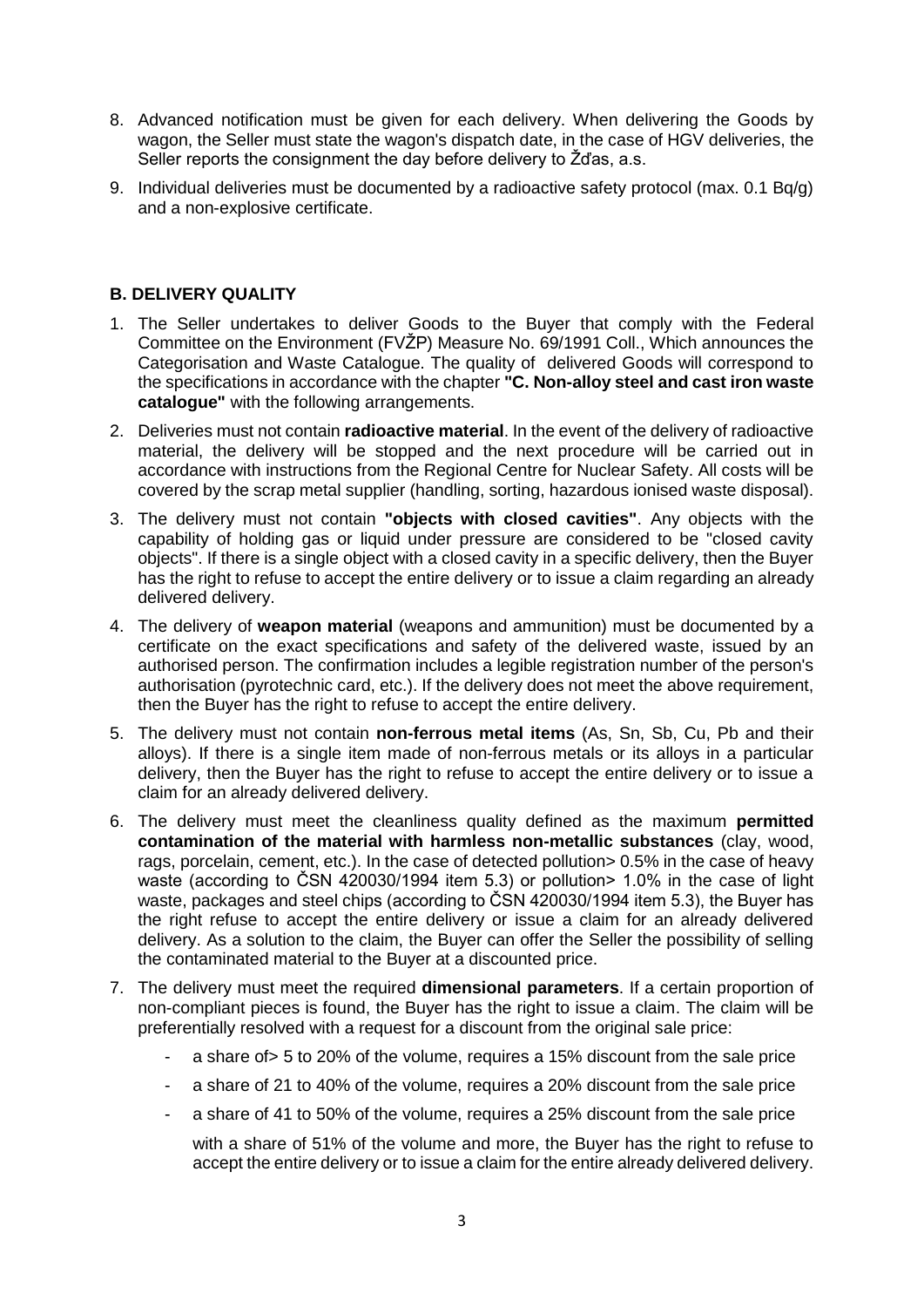8. Advanced notification must be given for each delivery. When delivering the Goods by wagon, the Seller must state the wagon's dispatch date, in the case of HGV deliveries, the Seller reports the consignment the day before delivery to Žďas, a.s.
9. Individual deliveries must be documented by a radioactive safety protocol (max. 0.1 Bq/g) and a non-explosive certificate.

## B. DELIVERY QUALITY

1. The Seller undertakes to deliver Goods to the Buyer that comply with the Federal Committee on the Environment (FVŽP) Measure No. 69/1991 Coll., Which announces the Categorisation and Waste Catalogue. The quality of delivered Goods will correspond to the specifications in accordance with the chapter **"C. Non-alloy steel and cast iron waste catalogue"** with the following arrangements.
2. Deliveries must not contain **radioactive material**. In the event of the delivery of radioactive material, the delivery will be stopped and the next procedure will be carried out in accordance with instructions from the Regional Centre for Nuclear Safety. All costs will be covered by the scrap metal supplier (handling, sorting, hazardous ionised waste disposal).
3. The delivery must not contain **"objects with closed cavities"**. Any objects with the capability of holding gas or liquid under pressure are considered to be "closed cavity objects". If there is a single object with a closed cavity in a specific delivery, then the Buyer has the right to refuse to accept the entire delivery or to issue a claim regarding an already delivered delivery.
4. The delivery of **weapon material** (weapons and ammunition) must be documented by a certificate on the exact specifications and safety of the delivered waste, issued by an authorised person. The confirmation includes a legible registration number of the person's authorisation (pyrotechnic card, etc.). If the delivery does not meet the above requirement, then the Buyer has the right to refuse to accept the entire delivery.
5. The delivery must not contain **non-ferrous metal items** (As, Sn, Sb, Cu, Pb and their alloys). If there is a single item made of non-ferrous metals or its alloys in a particular delivery, then the Buyer has the right to refuse to accept the entire delivery or to issue a claim for an already delivered delivery.
6. The delivery must meet the cleanliness quality defined as the maximum **permitted contamination of the material with harmless non-metallic substances** (clay, wood, rags, porcelain, cement, etc.). In the case of detected pollution> 0.5% in the case of heavy waste (according to ČSN 420030/1994 item 5.3) or pollution> 1.0% in the case of light waste, packages and steel chips (according to ČSN 420030/1994 item 5.3), the Buyer has the right refuse to accept the entire delivery or issue a claim for an already delivered delivery. As a solution to the claim, the Buyer can offer the Seller the possibility of selling the contaminated material to the Buyer at a discounted price.
7. The delivery must meet the required **dimensional parameters**. If a certain proportion of non-compliant pieces is found, the Buyer has the right to issue a claim. The claim will be preferentially resolved with a request for a discount from the original sale price:
   - a share of> 5 to 20% of the volume, requires a 15% discount from the sale price
   - a share of 21 to 40% of the volume, requires a 20% discount from the sale price
   - a share of 41 to 50% of the volume, requires a 25% discount from the sale price

   with a share of 51% of the volume and more, the Buyer has the right to refuse to accept the entire delivery or to issue a claim for the entire already delivered delivery.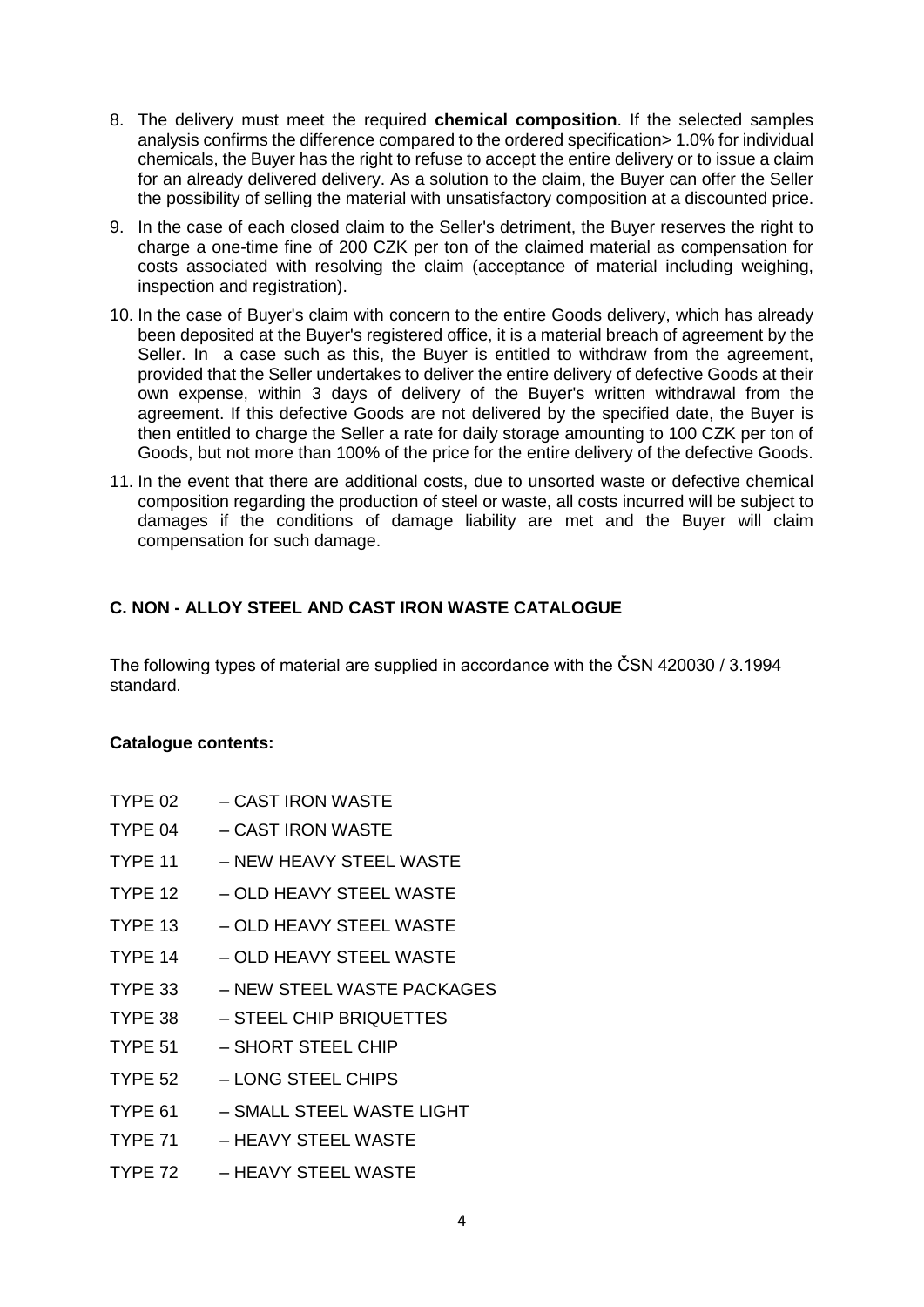8. The delivery must meet the required **chemical composition**. If the selected samples analysis confirms the difference compared to the ordered specification> 1.0% for individual chemicals, the Buyer has the right to refuse to accept the entire delivery or to issue a claim for an already delivered delivery. As a solution to the claim, the Buyer can offer the Seller the possibility of selling the material with unsatisfactory composition at a discounted price.
9. In the case of each closed claim to the Seller's detriment, the Buyer reserves the right to charge a one-time fine of 200 CZK per ton of the claimed material as compensation for costs associated with resolving the claim (acceptance of material including weighing, inspection and registration).
10. In the case of Buyer's claim with concern to the entire Goods delivery, which has already been deposited at the Buyer's registered office, it is a material breach of agreement by the Seller. In a case such as this, the Buyer is entitled to withdraw from the agreement, provided that the Seller undertakes to deliver the entire delivery of defective Goods at their own expense, within 3 days of delivery of the Buyer's written withdrawal from the agreement. If this defective Goods are not delivered by the specified date, the Buyer is then entitled to charge the Seller a rate for daily storage amounting to 100 CZK per ton of Goods, but not more than 100% of the price for the entire delivery of the defective Goods.
11. In the event that there are additional costs, due to unsorted waste or defective chemical composition regarding the production of steel or waste, all costs incurred will be subject to damages if the conditions of damage liability are met and the Buyer will claim compensation for such damage.

### C. NON - ALLOY STEEL AND CAST IRON WASTE CATALOGUE

The following types of material are supplied in accordance with the ČSN 420030 / 3.1994 standard.

**Catalogue contents:**

TYPE 02 – CAST IRON WASTE

TYPE 04 – CAST IRON WASTE

TYPE 11 – NEW HEAVY STEEL WASTE

TYPE 12 – OLD HEAVY STEEL WASTE

TYPE 13 – OLD HEAVY STEEL WASTE

TYPE 14 – OLD HEAVY STEEL WASTE

TYPE 33 – NEW STEEL WASTE PACKAGES

TYPE 38 – STEEL CHIP BRIQUETTES

TYPE 51 – SHORT STEEL CHIP

TYPE 52 – LONG STEEL CHIPS

TYPE 61 – SMALL STEEL WASTE LIGHT

TYPE 71 – HEAVY STEEL WASTE

TYPE 72 – HEAVY STEEL WASTE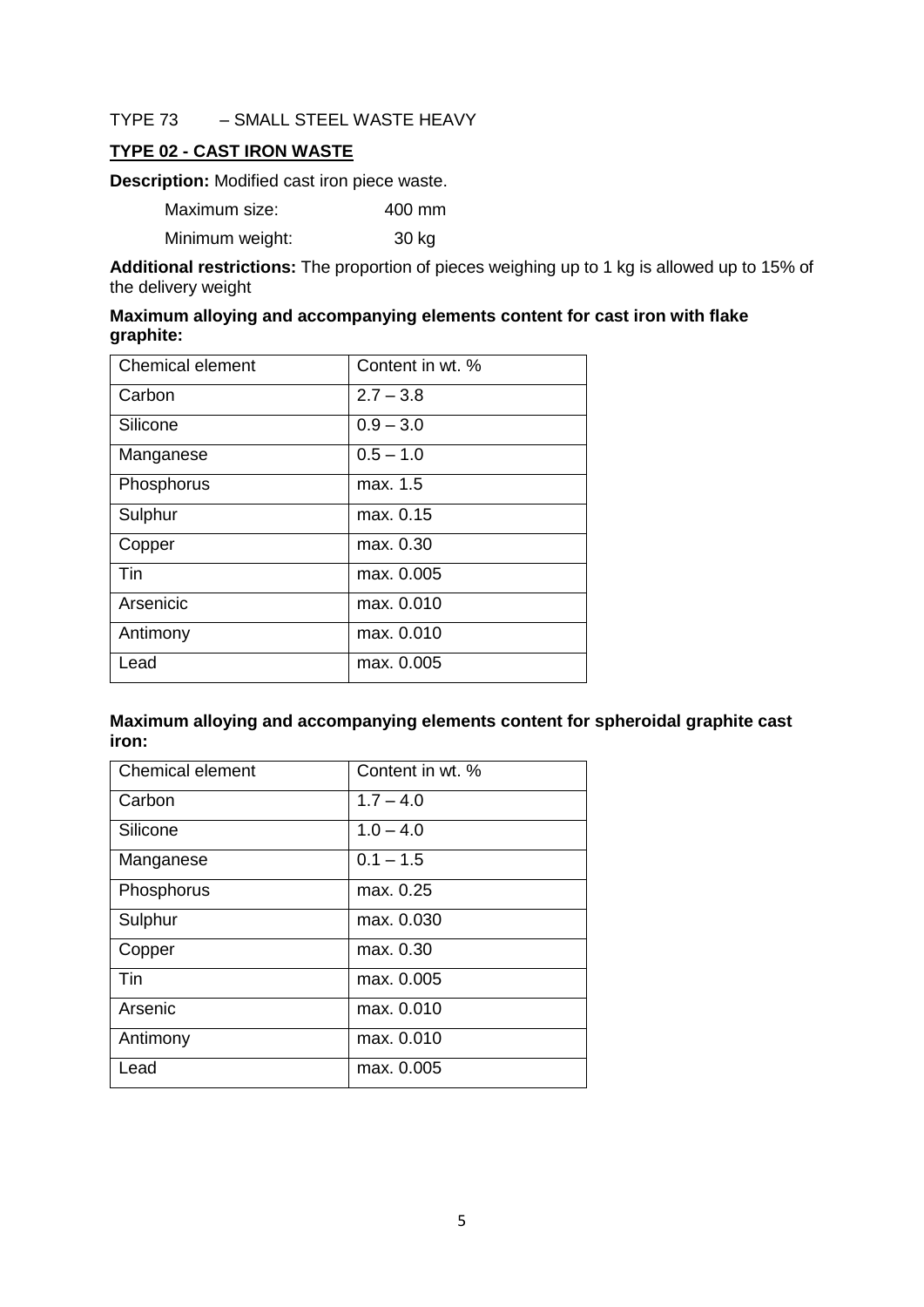TYPE 73 – SMALL STEEL WASTE HEAVY

## TYPE 02 - CAST IRON WASTE

**Description:** Modified cast iron piece waste.

Maximum size: 400 mm

Minimum weight: 30 kg

**Additional restrictions:** The proportion of pieces weighing up to 1 kg is allowed up to 15% of the delivery weight

**Maximum alloying and accompanying elements content for cast iron with flake graphite:**

| Chemical element | Content in wt. % |
| --- | --- |
| Carbon | 2.7 – 3.8 |
| Silicone | 0.9 – 3.0 |
| Manganese | 0.5 – 1.0 |
| Phosphorus | max. 1.5 |
| Sulphur | max. 0.15 |
| Copper | max. 0.30 |
| Tin | max. 0.005 |
| Arsenicic | max. 0.010 |
| Antimony | max. 0.010 |
| Lead | max. 0.005 |

**Maximum alloying and accompanying elements content for spheroidal graphite cast iron:**

| Chemical element | Content in wt. % |
| --- | --- |
| Carbon | 1.7 – 4.0 |
| Silicone | 1.0 – 4.0 |
| Manganese | 0.1 – 1.5 |
| Phosphorus | max. 0.25 |
| Sulphur | max. 0.030 |
| Copper | max. 0.30 |
| Tin | max. 0.005 |
| Arsenic | max. 0.010 |
| Antimony | max. 0.010 |
| Lead | max. 0.005 |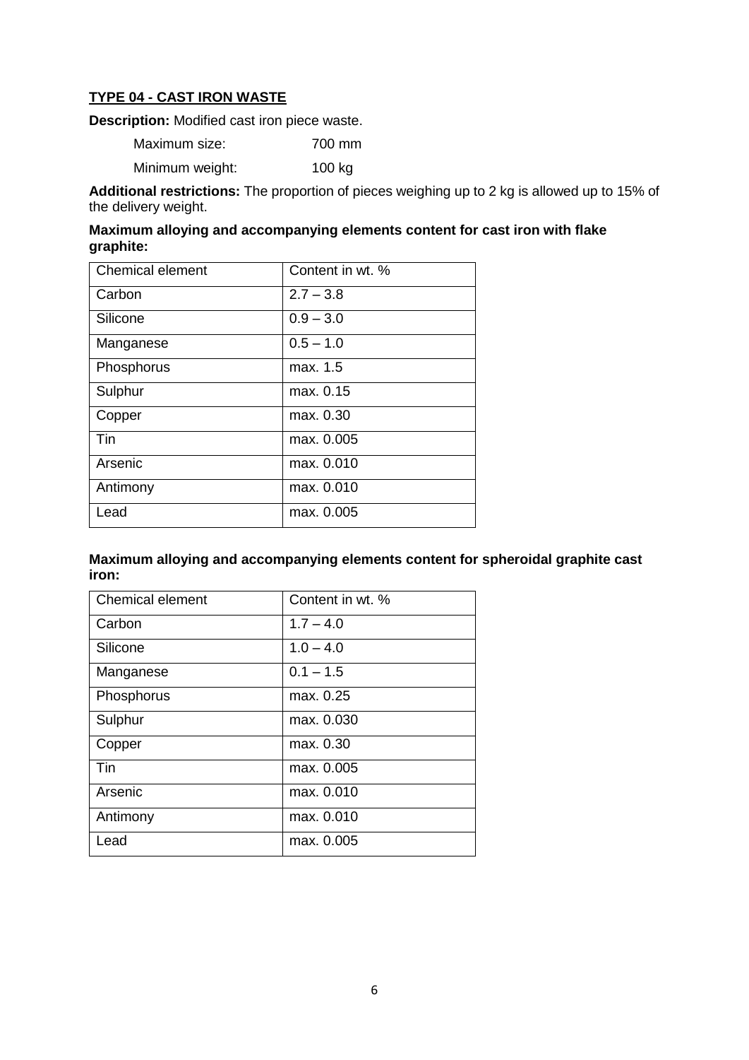**TYPE 04 - CAST IRON WASTE**

**Description:** Modified cast iron piece waste.

Maximum size: 700 mm

Minimum weight: 100 kg

**Additional restrictions:** The proportion of pieces weighing up to 2 kg is allowed up to 15% of the delivery weight.

**Maximum alloying and accompanying elements content for cast iron with flake graphite:**

| Chemical element | Content in wt. % |
| --- | --- |
| Carbon | 2.7 – 3.8 |
| Silicone | 0.9 – 3.0 |
| Manganese | 0.5 – 1.0 |
| Phosphorus | max. 1.5 |
| Sulphur | max. 0.15 |
| Copper | max. 0.30 |
| Tin | max. 0.005 |
| Arsenic | max. 0.010 |
| Antimony | max. 0.010 |
| Lead | max. 0.005 |

**Maximum alloying and accompanying elements content for spheroidal graphite cast iron:**

| Chemical element | Content in wt. % |
| --- | --- |
| Carbon | 1.7 – 4.0 |
| Silicone | 1.0 – 4.0 |
| Manganese | 0.1 – 1.5 |
| Phosphorus | max. 0.25 |
| Sulphur | max. 0.030 |
| Copper | max. 0.30 |
| Tin | max. 0.005 |
| Arsenic | max. 0.010 |
| Antimony | max. 0.010 |
| Lead | max. 0.005 |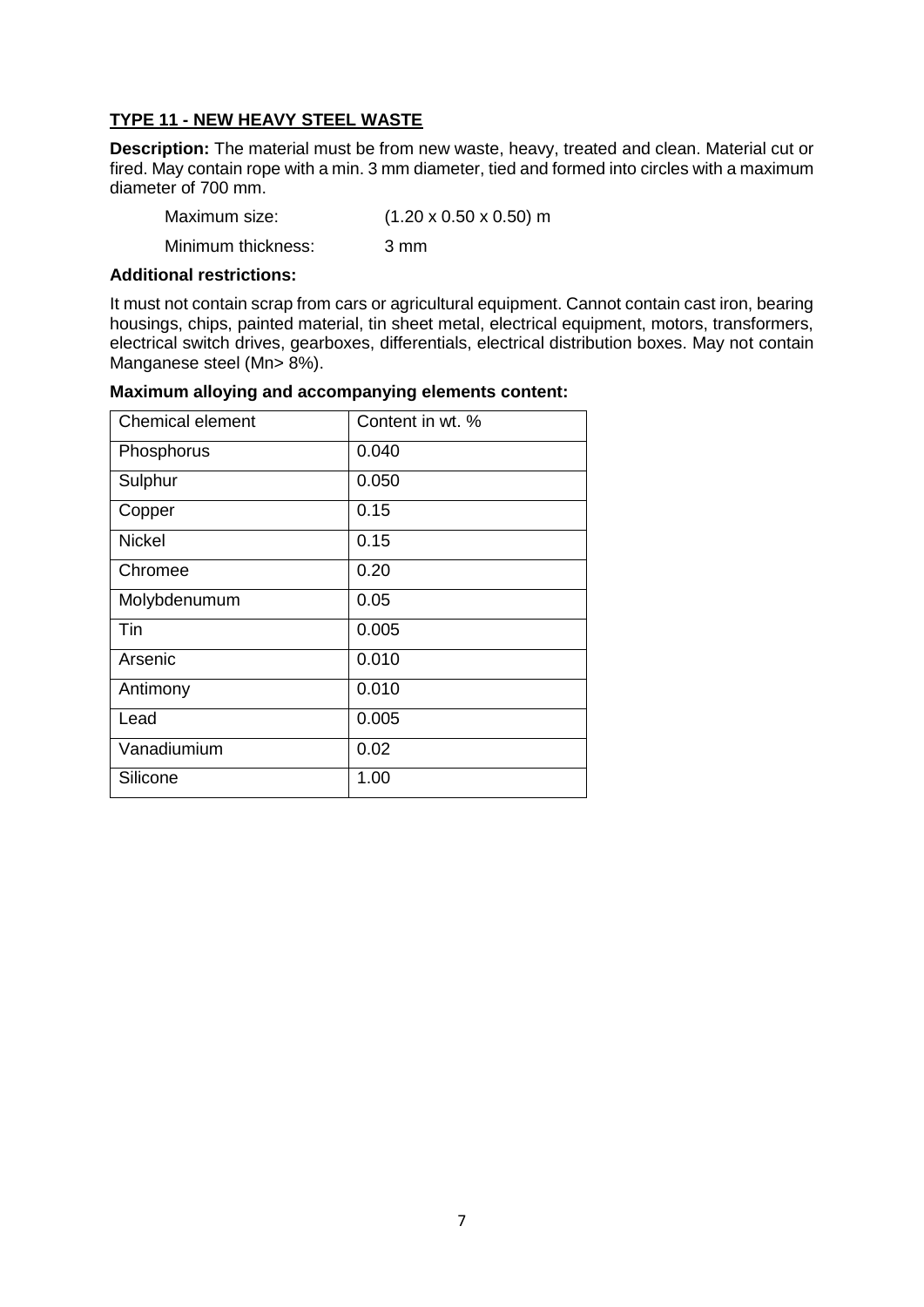## **TYPE 11 - NEW HEAVY STEEL WASTE**

**Description:** The material must be from new waste, heavy, treated and clean. Material cut or fired. May contain rope with a min. 3 mm diameter, tied and formed into circles with a maximum diameter of 700 mm.

Maximum size: (1.20 x 0.50 x 0.50) m

Minimum thickness: 3 mm

**Additional restrictions:**

It must not contain scrap from cars or agricultural equipment. Cannot contain cast iron, bearing housings, chips, painted material, tin sheet metal, electrical equipment, motors, transformers, electrical switch drives, gearboxes, differentials, electrical distribution boxes. May not contain Manganese steel (Mn> 8%).

**Maximum alloying and accompanying elements content:**

| Chemical element | Content in wt. % |
|---|---|
| Phosphorus | 0.040 |
| Sulphur | 0.050 |
| Copper | 0.15 |
| Nickel | 0.15 |
| Chromee | 0.20 |
| Molybdenumum | 0.05 |
| Tin | 0.005 |
| Arsenic | 0.010 |
| Antimony | 0.010 |
| Lead | 0.005 |
| Vanadiumium | 0.02 |
| Silicone | 1.00 |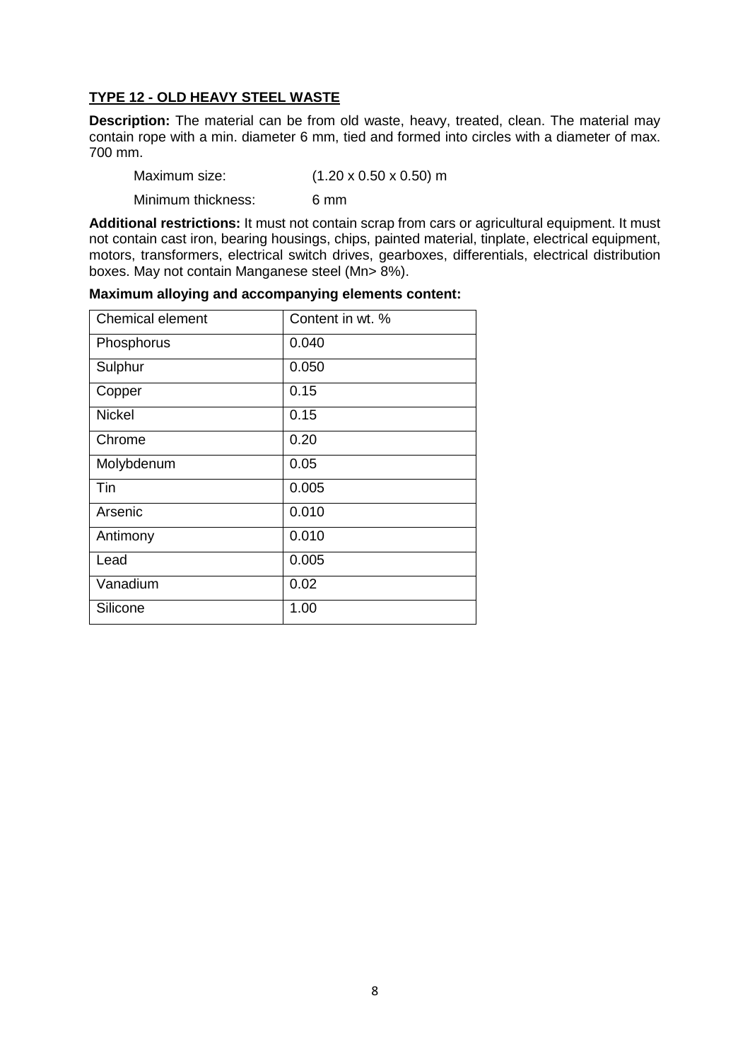## TYPE 12 - OLD HEAVY STEEL WASTE

**Description:** The material can be from old waste, heavy, treated, clean. The material may contain rope with a min. diameter 6 mm, tied and formed into circles with a diameter of max. 700 mm.

Maximum size: (1.20 x 0.50 x 0.50) m

Minimum thickness: 6 mm

**Additional restrictions:** It must not contain scrap from cars or agricultural equipment. It must not contain cast iron, bearing housings, chips, painted material, tinplate, electrical equipment, motors, transformers, electrical switch drives, gearboxes, differentials, electrical distribution boxes. May not contain Manganese steel (Mn> 8%).

**Maximum alloying and accompanying elements content:**

| Chemical element | Content in wt. % |
|---|---|
| Phosphorus | 0.040 |
| Sulphur | 0.050 |
| Copper | 0.15 |
| Nickel | 0.15 |
| Chrome | 0.20 |
| Molybdenum | 0.05 |
| Tin | 0.005 |
| Arsenic | 0.010 |
| Antimony | 0.010 |
| Lead | 0.005 |
| Vanadium | 0.02 |
| Silicone | 1.00 |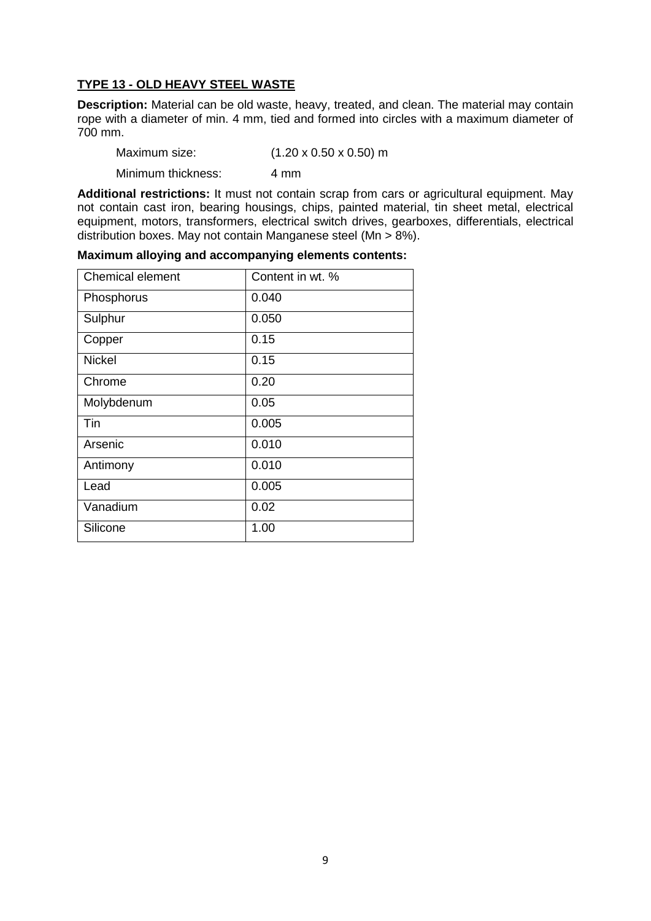## TYPE 13 - OLD HEAVY STEEL WASTE

**Description:** Material can be old waste, heavy, treated, and clean. The material may contain rope with a diameter of min. 4 mm, tied and formed into circles with a maximum diameter of 700 mm.

Maximum size: (1.20 x 0.50 x 0.50) m

Minimum thickness: 4 mm

**Additional restrictions:** It must not contain scrap from cars or agricultural equipment. May not contain cast iron, bearing housings, chips, painted material, tin sheet metal, electrical equipment, motors, transformers, electrical switch drives, gearboxes, differentials, electrical distribution boxes. May not contain Manganese steel (Mn > 8%).

**Maximum alloying and accompanying elements contents:**

| Chemical element | Content in wt. % |
|---|---|
| Phosphorus | 0.040 |
| Sulphur | 0.050 |
| Copper | 0.15 |
| Nickel | 0.15 |
| Chrome | 0.20 |
| Molybdenum | 0.05 |
| Tin | 0.005 |
| Arsenic | 0.010 |
| Antimony | 0.010 |
| Lead | 0.005 |
| Vanadium | 0.02 |
| Silicone | 1.00 |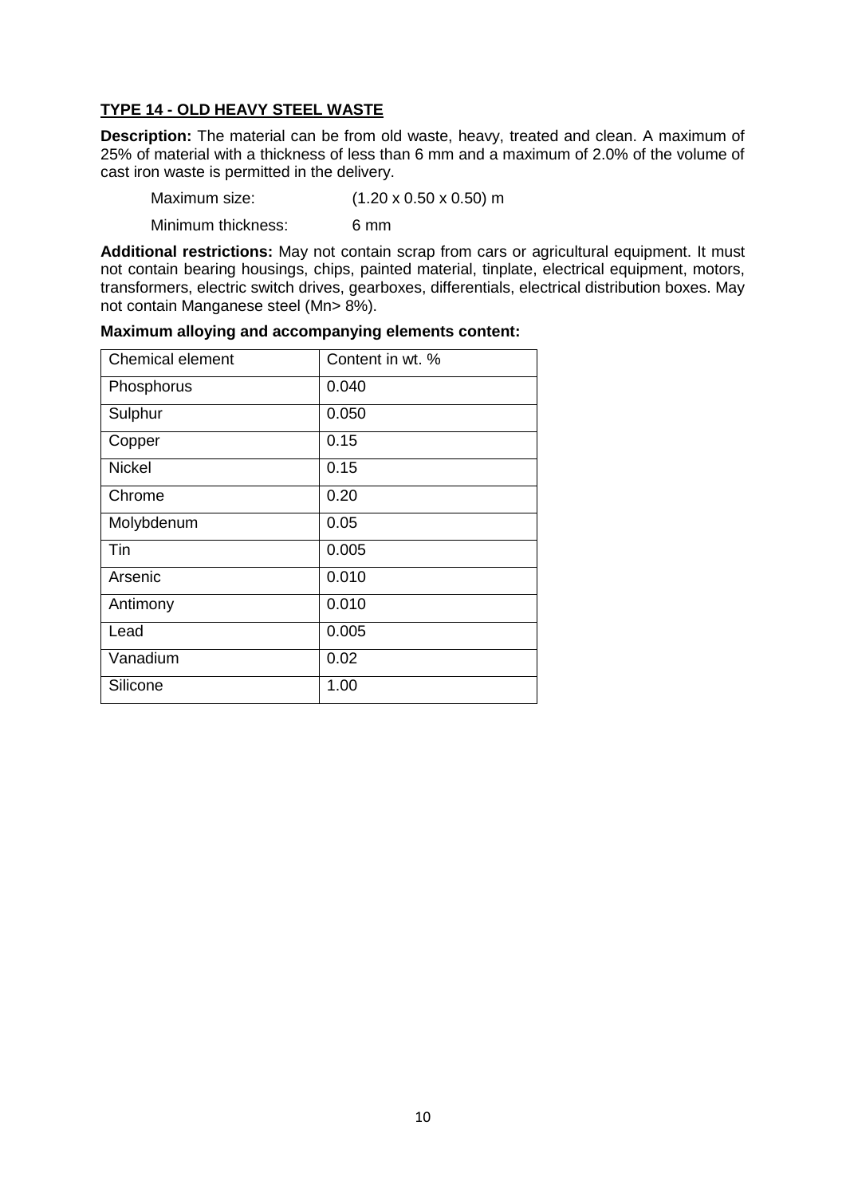**TYPE 14 - OLD HEAVY STEEL WASTE**

**Description:** The material can be from old waste, heavy, treated and clean. A maximum of 25% of material with a thickness of less than 6 mm and a maximum of 2.0% of the volume of cast iron waste is permitted in the delivery.

Maximum size: (1.20 x 0.50 x 0.50) m

Minimum thickness: 6 mm

**Additional restrictions:** May not contain scrap from cars or agricultural equipment. It must not contain bearing housings, chips, painted material, tinplate, electrical equipment, motors, transformers, electric switch drives, gearboxes, differentials, electrical distribution boxes. May not contain Manganese steel (Mn> 8%).

**Maximum alloying and accompanying elements content:**

| Chemical element | Content in wt. % |
|---|---|
| Phosphorus | 0.040 |
| Sulphur | 0.050 |
| Copper | 0.15 |
| Nickel | 0.15 |
| Chrome | 0.20 |
| Molybdenum | 0.05 |
| Tin | 0.005 |
| Arsenic | 0.010 |
| Antimony | 0.010 |
| Lead | 0.005 |
| Vanadium | 0.02 |
| Silicone | 1.00 |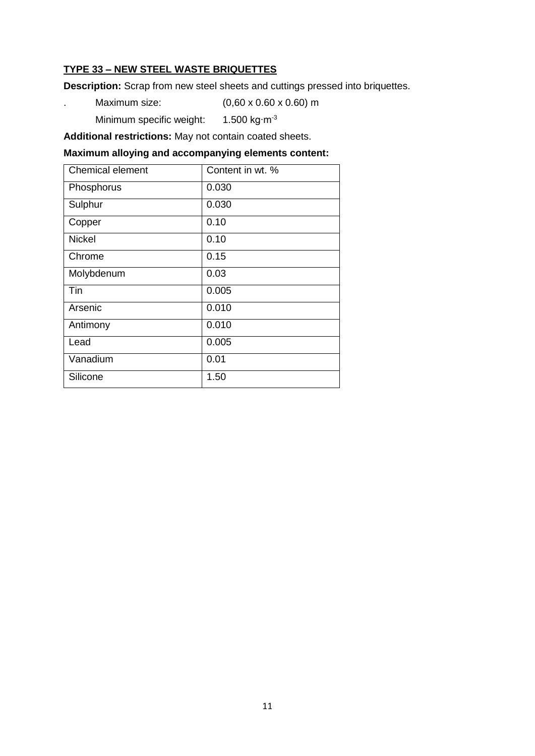**TYPE 33 – NEW STEEL WASTE BRIQUETTES**

**Description:** Scrap from new steel sheets and cuttings pressed into briquettes.

. Maximum size: (0,60 x 0.60 x 0.60) m

Minimum specific weight: 1.500 $kg \cdot m^{-3}$

**Additional restrictions:** May not contain coated sheets.

**Maximum alloying and accompanying elements content:**

| Chemical element | Content in wt. % |
|---|---|
| Phosphorus | 0.030 |
| Sulphur | 0.030 |
| Copper | 0.10 |
| Nickel | 0.10 |
| Chrome | 0.15 |
| Molybdenum | 0.03 |
| Tin | 0.005 |
| Arsenic | 0.010 |
| Antimony | 0.010 |
| Lead | 0.005 |
| Vanadium | 0.01 |
| Silicone | 1.50 |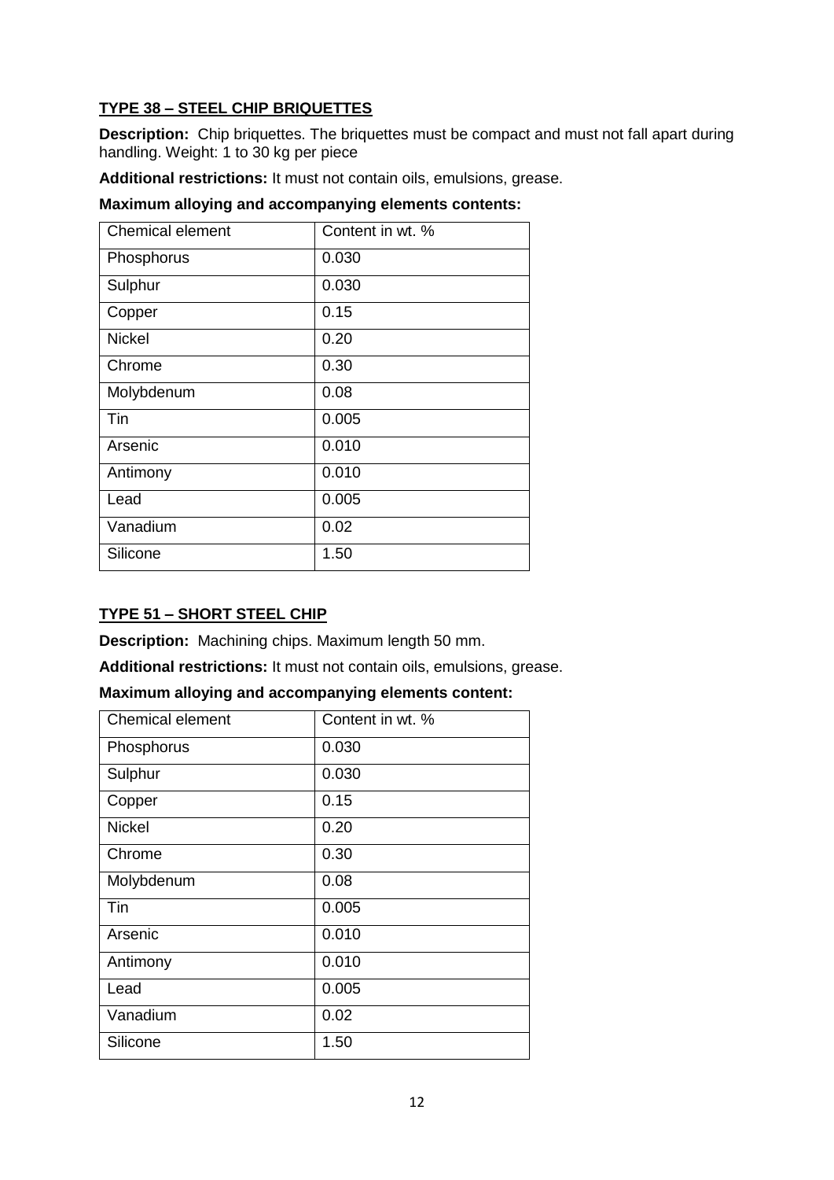## TYPE 38 – STEEL CHIP BRIQUETTES

**Description:** Chip briquettes. The briquettes must be compact and must not fall apart during handling. Weight: 1 to 30 kg per piece

**Additional restrictions:** It must not contain oils, emulsions, grease.

**Maximum alloying and accompanying elements contents:**

| Chemical element | Content in wt. % |
|---|---|
| Phosphorus | 0.030 |
| Sulphur | 0.030 |
| Copper | 0.15 |
| Nickel | 0.20 |
| Chrome | 0.30 |
| Molybdenum | 0.08 |
| Tin | 0.005 |
| Arsenic | 0.010 |
| Antimony | 0.010 |
| Lead | 0.005 |
| Vanadium | 0.02 |
| Silicone | 1.50 |

## TYPE 51 – SHORT STEEL CHIP

**Description:** Machining chips. Maximum length 50 mm.

**Additional restrictions:** It must not contain oils, emulsions, grease.

**Maximum alloying and accompanying elements content:**

| Chemical element | Content in wt. % |
|---|---|
| Phosphorus | 0.030 |
| Sulphur | 0.030 |
| Copper | 0.15 |
| Nickel | 0.20 |
| Chrome | 0.30 |
| Molybdenum | 0.08 |
| Tin | 0.005 |
| Arsenic | 0.010 |
| Antimony | 0.010 |
| Lead | 0.005 |
| Vanadium | 0.02 |
| Silicone | 1.50 |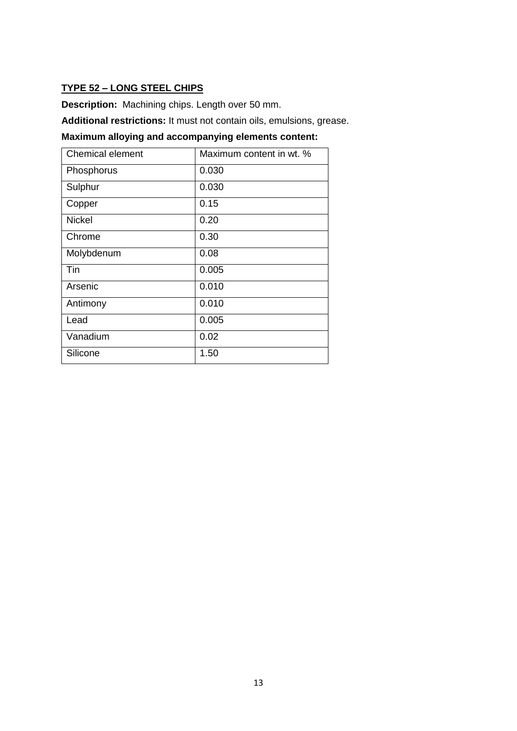## TYPE 52 – LONG STEEL CHIPS

**Description:** Machining chips. Length over 50 mm.

**Additional restrictions:** It must not contain oils, emulsions, grease.

**Maximum alloying and accompanying elements content:**

| Chemical element | Maximum content in wt. % |
|---|---|
| Phosphorus | 0.030 |
| Sulphur | 0.030 |
| Copper | 0.15 |
| Nickel | 0.20 |
| Chrome | 0.30 |
| Molybdenum | 0.08 |
| Tin | 0.005 |
| Arsenic | 0.010 |
| Antimony | 0.010 |
| Lead | 0.005 |
| Vanadium | 0.02 |
| Silicone | 1.50 |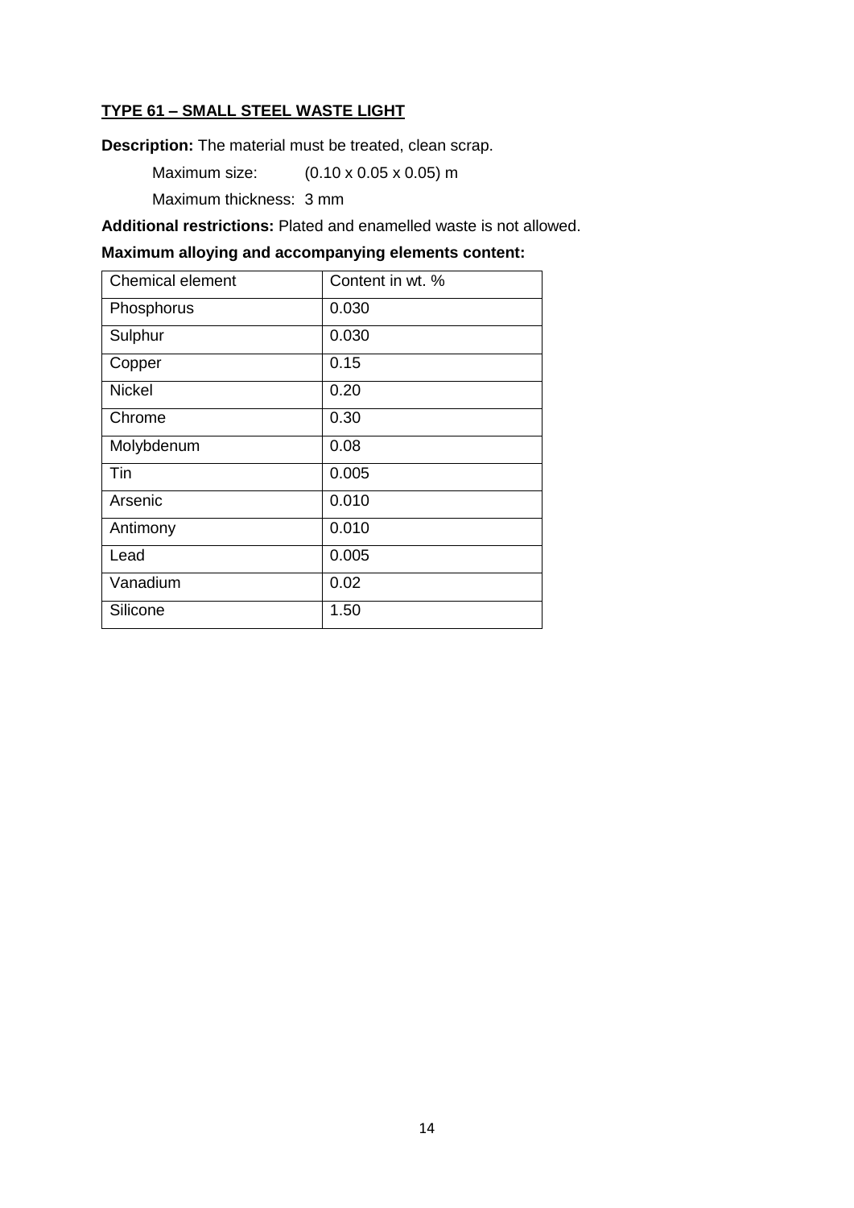**TYPE 61 – SMALL STEEL WASTE LIGHT**

**Description:** The material must be treated, clean scrap.

Maximum size: (0.10 x 0.05 x 0.05) m

Maximum thickness: 3 mm

**Additional restrictions:** Plated and enamelled waste is not allowed.

**Maximum alloying and accompanying elements content:**

| Chemical element | Content in wt. % |
|---|---|
| Phosphorus | 0.030 |
| Sulphur | 0.030 |
| Copper | 0.15 |
| Nickel | 0.20 |
| Chrome | 0.30 |
| Molybdenum | 0.08 |
| Tin | 0.005 |
| Arsenic | 0.010 |
| Antimony | 0.010 |
| Lead | 0.005 |
| Vanadium | 0.02 |
| Silicone | 1.50 |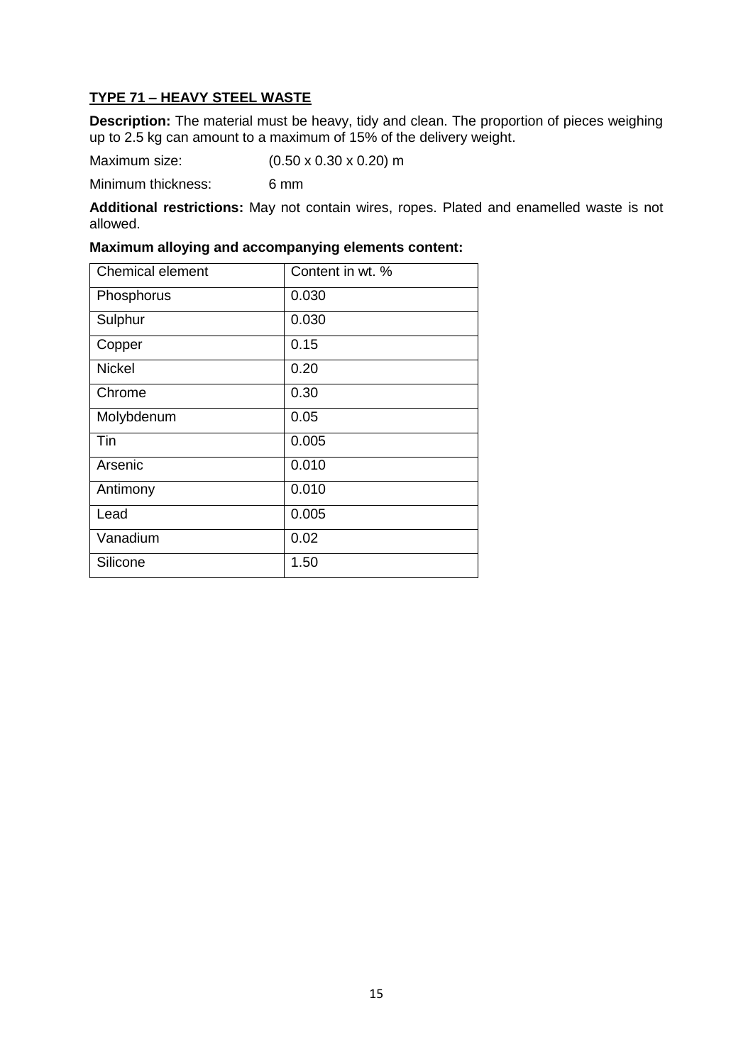## TYPE 71 – HEAVY STEEL WASTE

**Description:** The material must be heavy, tidy and clean. The proportion of pieces weighing up to 2.5 kg can amount to a maximum of 15% of the delivery weight.

Maximum size: (0.50 x 0.30 x 0.20) m

Minimum thickness: 6 mm

**Additional restrictions:** May not contain wires, ropes. Plated and enamelled waste is not allowed.

**Maximum alloying and accompanying elements content:**

| Chemical element | Content in wt. % |
|---|---|
| Phosphorus | 0.030 |
| Sulphur | 0.030 |
| Copper | 0.15 |
| Nickel | 0.20 |
| Chrome | 0.30 |
| Molybdenum | 0.05 |
| Tin | 0.005 |
| Arsenic | 0.010 |
| Antimony | 0.010 |
| Lead | 0.005 |
| Vanadium | 0.02 |
| Silicone | 1.50 |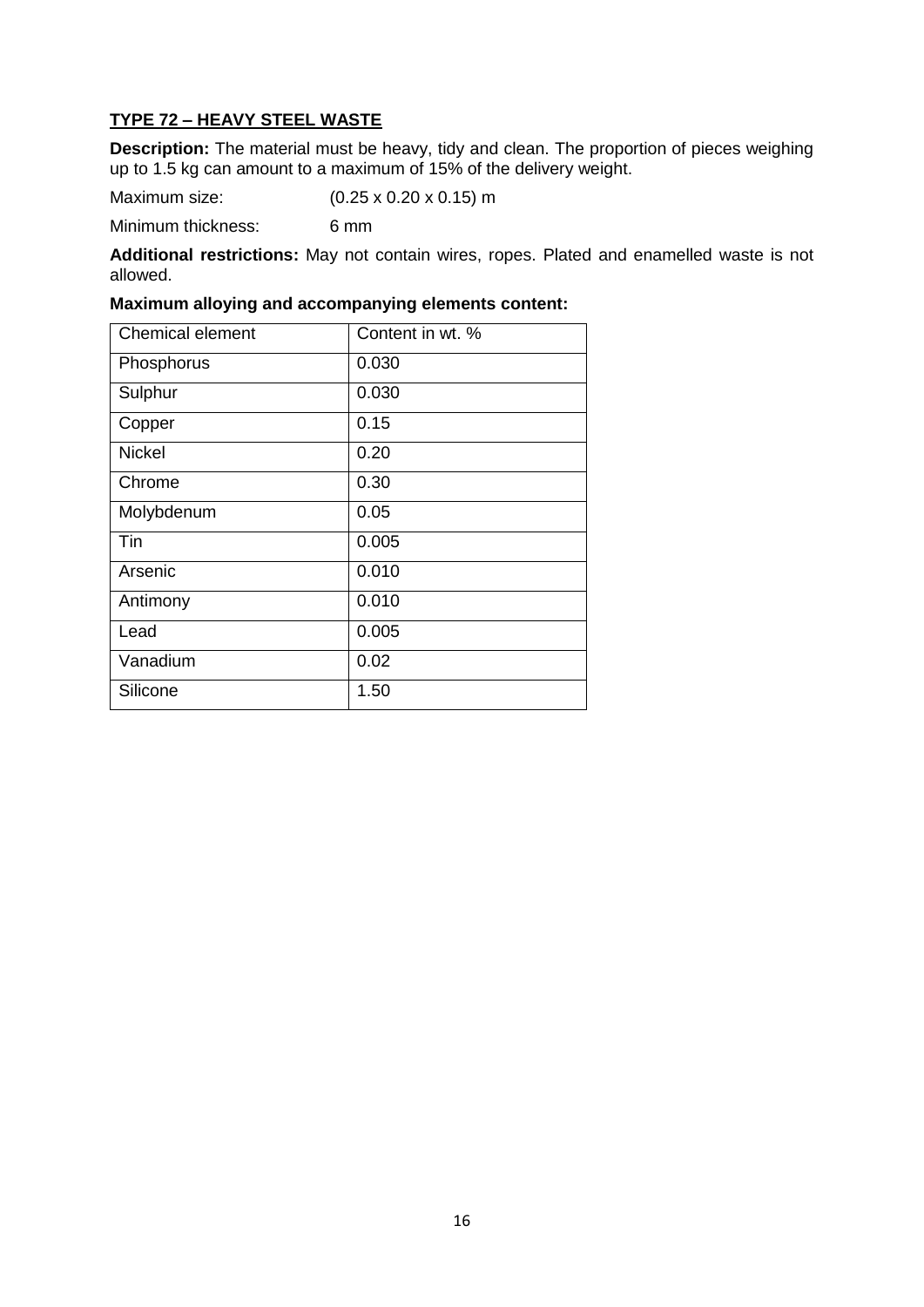## TYPE 72 – HEAVY STEEL WASTE

**Description:** The material must be heavy, tidy and clean. The proportion of pieces weighing up to 1.5 kg can amount to a maximum of 15% of the delivery weight.

Maximum size: (0.25 x 0.20 x 0.15) m

Minimum thickness: 6 mm

**Additional restrictions:** May not contain wires, ropes. Plated and enamelled waste is not allowed.

**Maximum alloying and accompanying elements content:**

| Chemical element | Content in wt. % |
|---|---|
| Phosphorus | 0.030 |
| Sulphur | 0.030 |
| Copper | 0.15 |
| Nickel | 0.20 |
| Chrome | 0.30 |
| Molybdenum | 0.05 |
| Tin | 0.005 |
| Arsenic | 0.010 |
| Antimony | 0.010 |
| Lead | 0.005 |
| Vanadium | 0.02 |
| Silicone | 1.50 |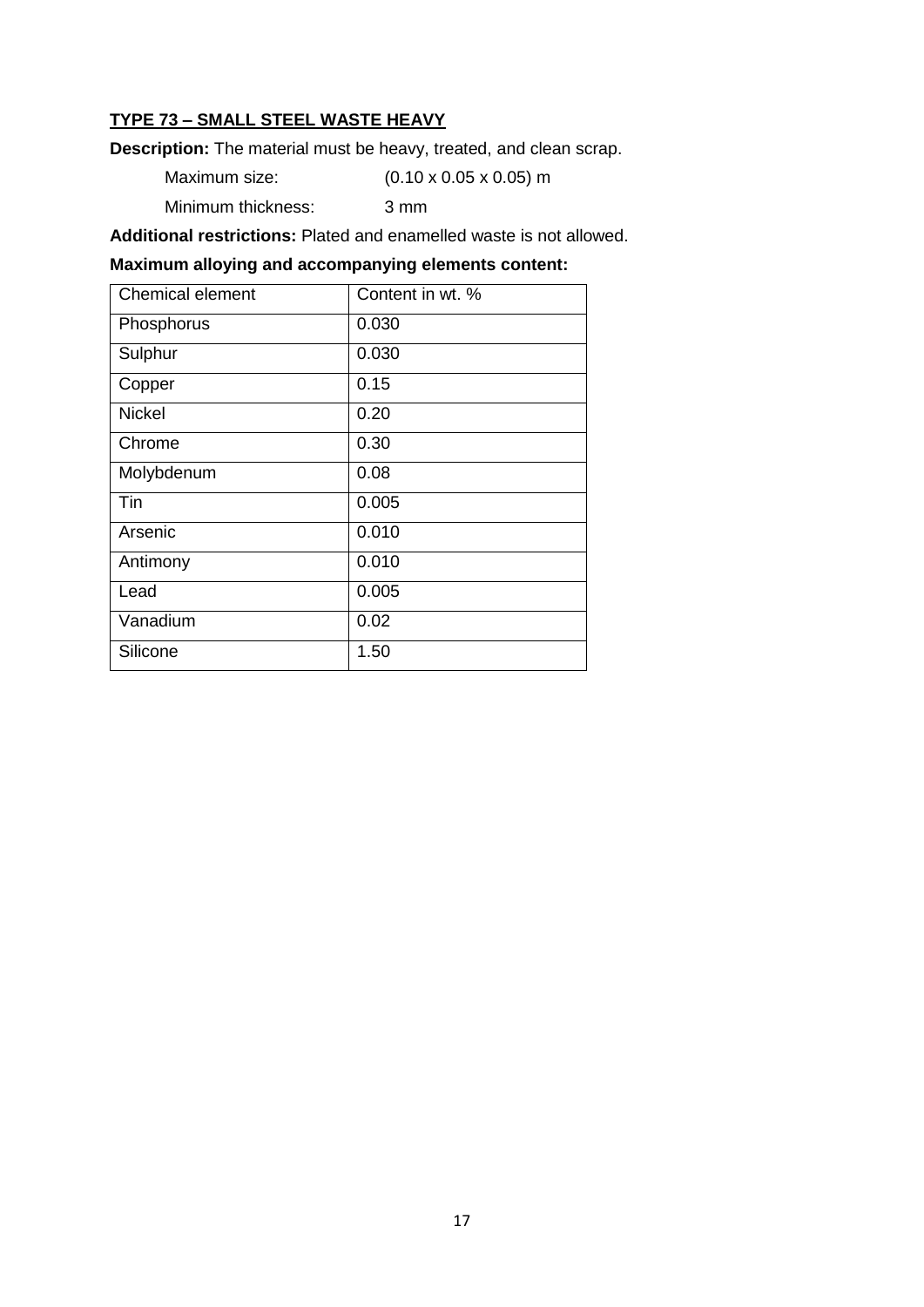## TYPE 73 – SMALL STEEL WASTE HEAVY

**Description:** The material must be heavy, treated, and clean scrap.

Maximum size: (0.10 x 0.05 x 0.05) m

Minimum thickness: 3 mm

**Additional restrictions:** Plated and enamelled waste is not allowed.

**Maximum alloying and accompanying elements content:**

| Chemical element | Content in wt. % |
|---|---|
| Phosphorus | 0.030 |
| Sulphur | 0.030 |
| Copper | 0.15 |
| Nickel | 0.20 |
| Chrome | 0.30 |
| Molybdenum | 0.08 |
| Tin | 0.005 |
| Arsenic | 0.010 |
| Antimony | 0.010 |
| Lead | 0.005 |
| Vanadium | 0.02 |
| Silicone | 1.50 |